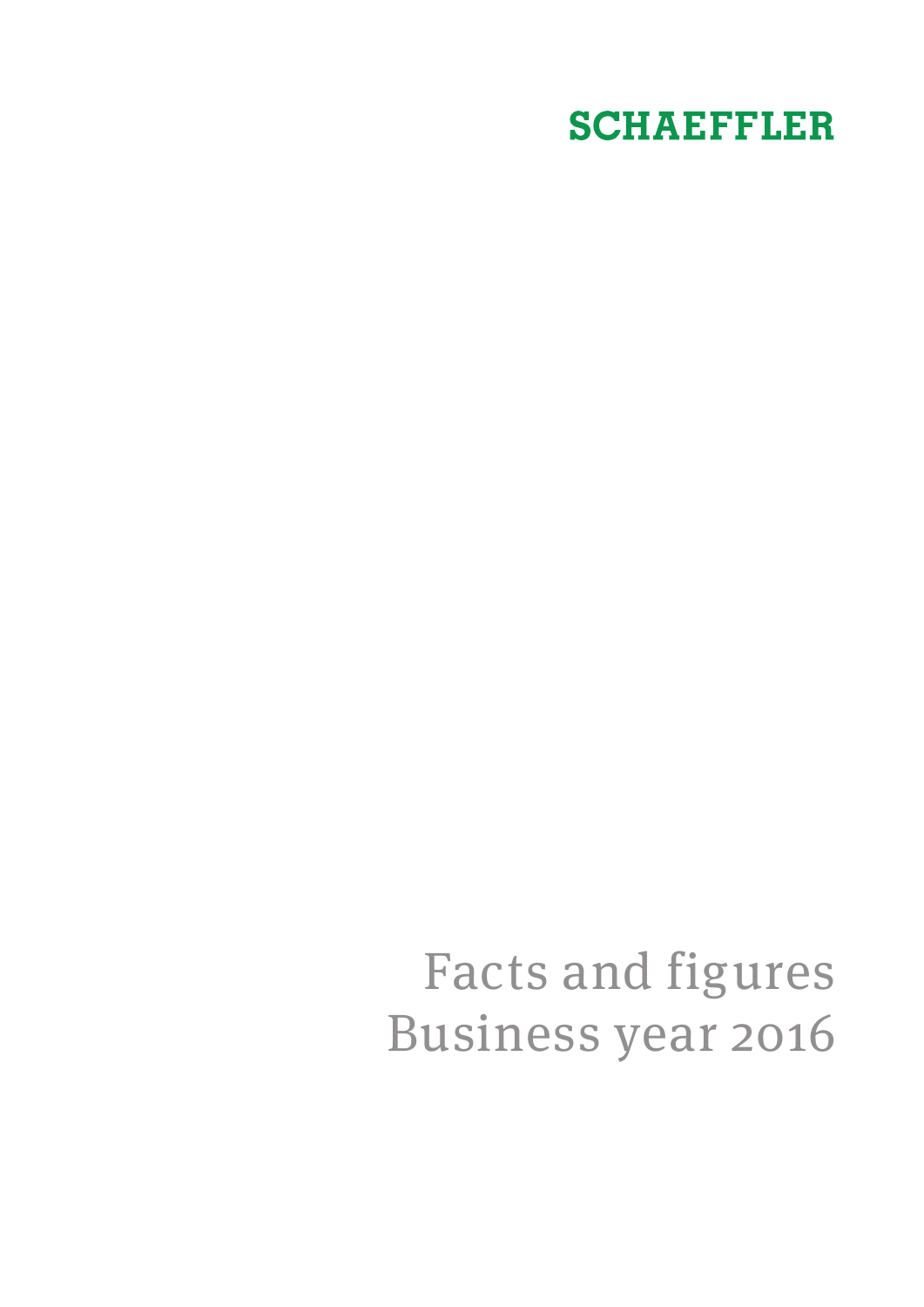SCHAEFFLER

# Facts and figures
# Business year 2016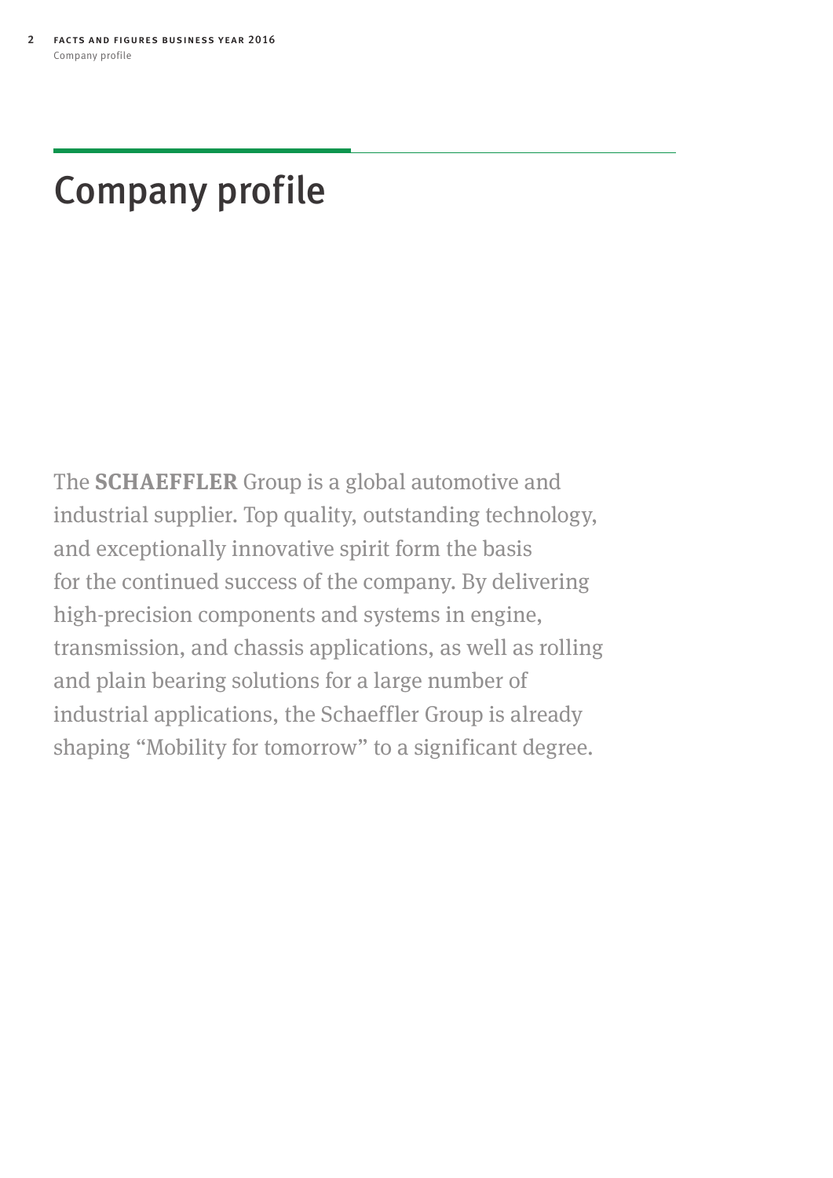# Company profile

The **SCHAEFFLER** Group is a global automotive and industrial supplier. Top quality, outstanding technology, and exceptionally innovative spirit form the basis for the continued success of the company. By delivering high-precision components and systems in engine, transmission, and chassis applications, as well as rolling and plain bearing solutions for a large number of industrial applications, the Schaeffler Group is already shaping “Mobility for tomorrow” to a significant degree.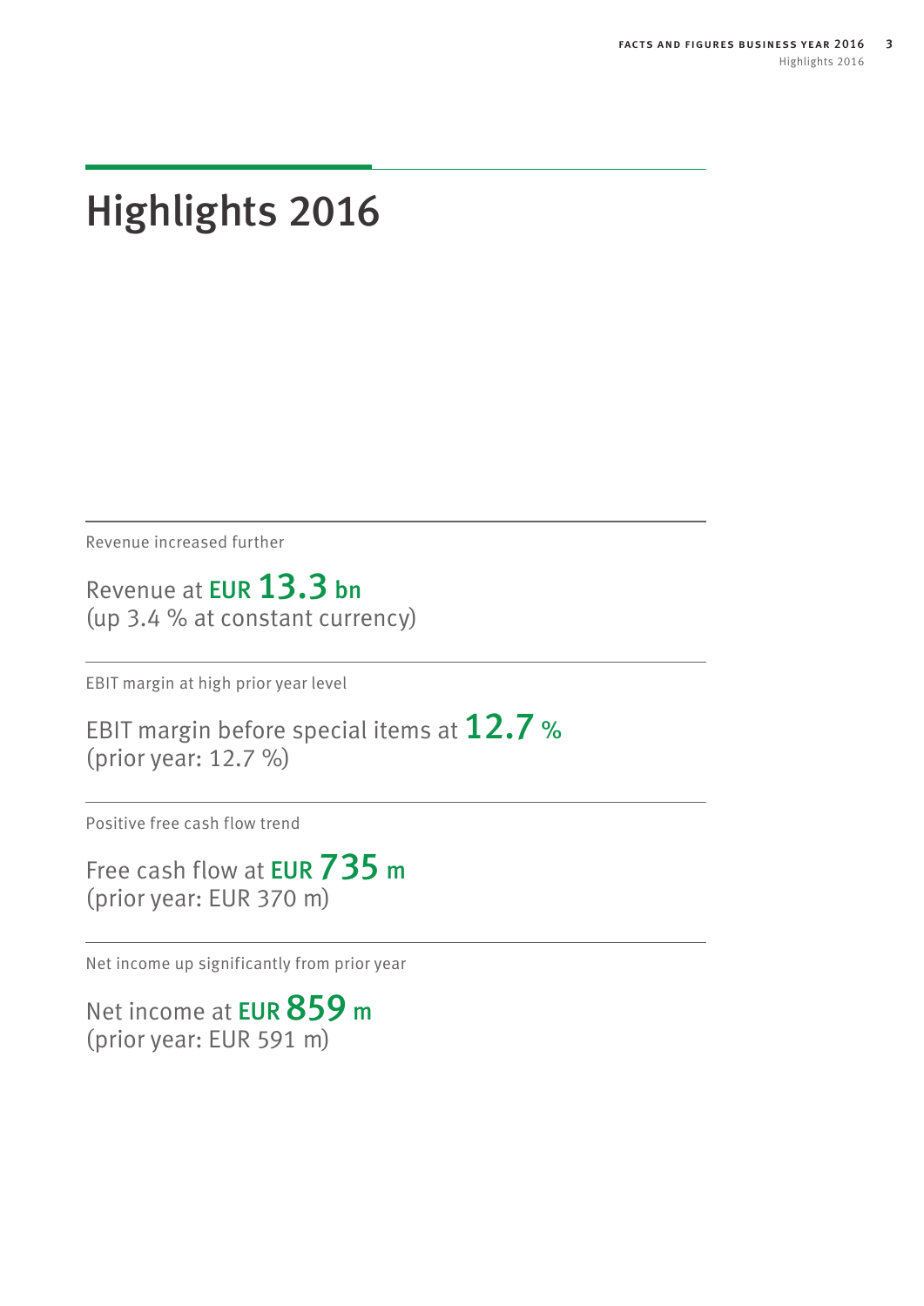# Highlights 2016

Revenue increased further

Revenue at **EUR 13.3 bn**
(up 3.4 % at constant currency)

EBIT margin at high prior year level

EBIT margin before special items at **12.7 %**
(prior year: 12.7 %)

Positive free cash flow trend

Free cash flow at **EUR 735 m**
(prior year: EUR 370 m)

Net income up significantly from prior year

Net income at **EUR 859 m**
(prior year: EUR 591 m)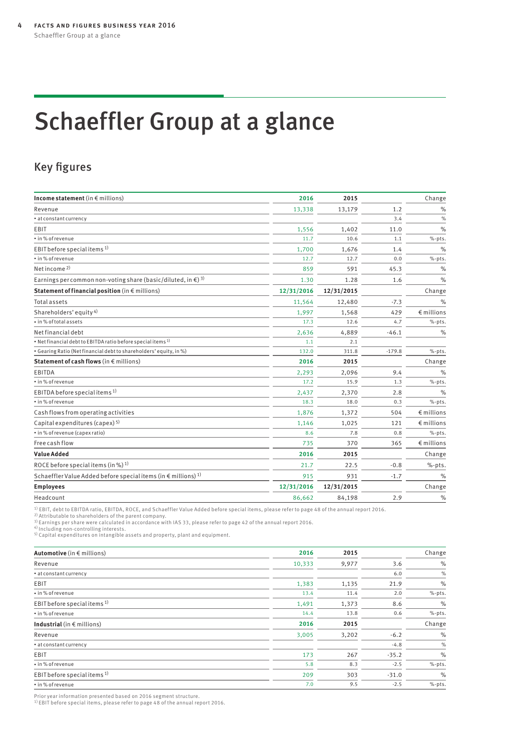# Schaeffler Group at a glance

## Key figures

| **Income statement** (in € millions) | **2016** | **2015** | | Change |
|---|---|---|---|---|
| Revenue | 13,338 | 13,179 | 1.2 | % |
| • at constant currency | | | 3.4 | % |
| EBIT | 1,556 | 1,402 | 11.0 | % |
| • in % of revenue | 11.7 | 10.6 | 1.1 | %-pts. |
| EBIT before special items [1] | 1,700 | 1,676 | 1.4 | % |
| • in % of revenue | 12.7 | 12.7 | 0.0 | %-pts. |
| Net income [2] | 859 | 591 | 45.3 | % |
| Earnings per common non-voting share (basic/diluted, in €) [3] | 1.30 | 1.28 | 1.6 | % |
| **Statement of financial position** (in € millions) | **12/31/2016** | **12/31/2015** | | Change |
| Total assets | 11,564 | 12,480 | -7.3 | % |
| Shareholders' equity [4] | 1,997 | 1,568 | 429 | € millions |
| • in % of total assets | 17.3 | 12.6 | 4.7 | %-pts. |
| Net financial debt | 2,636 | 4,889 | -46.1 | % |
| • Net financial debt to EBITDA ratio before special items [1] | 1.1 | 2.1 | | |
| • Gearing Ratio (Net financial debt to shareholders' equity, in %) | 132.0 | 311.8 | -179.8 | %-pts. |
| **Statement of cash flows** (in € millions) | **2016** | **2015** | | Change |
| EBITDA | 2,293 | 2,096 | 9.4 | % |
| • in % of revenue | 17.2 | 15.9 | 1.3 | %-pts. |
| EBITDA before special items [1] | 2,437 | 2,370 | 2.8 | % |
| • in % of revenue | 18.3 | 18.0 | 0.3 | %-pts. |
| Cash flows from operating activities | 1,876 | 1,372 | 504 | € millions |
| Capital expenditures (capex) [5] | 1,146 | 1,025 | 121 | € millions |
| • in % of revenue (capex ratio) | 8.6 | 7.8 | 0.8 | %-pts. |
| Free cash flow | 735 | 370 | 365 | € millions |
| **Value Added** | **2016** | **2015** | | Change |
| ROCE before special items (in %) [1] | 21.7 | 22.5 | -0.8 | %-pts. |
| Schaeffler Value Added before special items (in € millions) [1] | 915 | 931 | -1.7 | % |
| **Employees** | **12/31/2016** | **12/31/2015** | | Change |
| Headcount | 86,662 | 84,198 | 2.9 | % |

[1] EBIT, debt to EBITDA ratio, EBITDA, ROCE, and Schaeffler Value Added before special items, please refer to page 48 of the annual report 2016.
[2] Attributable to shareholders of the parent company.
[3] Earnings per share were calculated in accordance with IAS 33, please refer to page 42 of the annual report 2016.
[4] Including non-controlling interests.
[5] Capital expenditures on intangible assets and property, plant and equipment.

| **Automotive** (in € millions) | **2016** | **2015** | | Change |
|---|---|---|---|---|
| Revenue | 10,333 | 9,977 | 3.6 | % |
| • at constant currency | | | 6.0 | % |
| EBIT | 1,383 | 1,135 | 21.9 | % |
| • in % of revenue | 13.4 | 11.4 | 2.0 | %-pts. |
| EBIT before special items [1] | 1,491 | 1,373 | 8.6 | % |
| • in % of revenue | 14.4 | 13.8 | 0.6 | %-pts. |
| **Industrial** (in € millions) | **2016** | **2015** | | Change |
| Revenue | 3,005 | 3,202 | -6.2 | % |
| • at constant currency | | | -4.8 | % |
| EBIT | 173 | 267 | -35.2 | % |
| • in % of revenue | 5.8 | 8.3 | -2.5 | %-pts. |
| EBIT before special items [1] | 209 | 303 | -31.0 | % |
| • in % of revenue | 7.0 | 9.5 | -2.5 | %-pts. |

Prior year information presented based on 2016 segment structure.
[1] EBIT before special items, please refer to page 48 of the annual report 2016.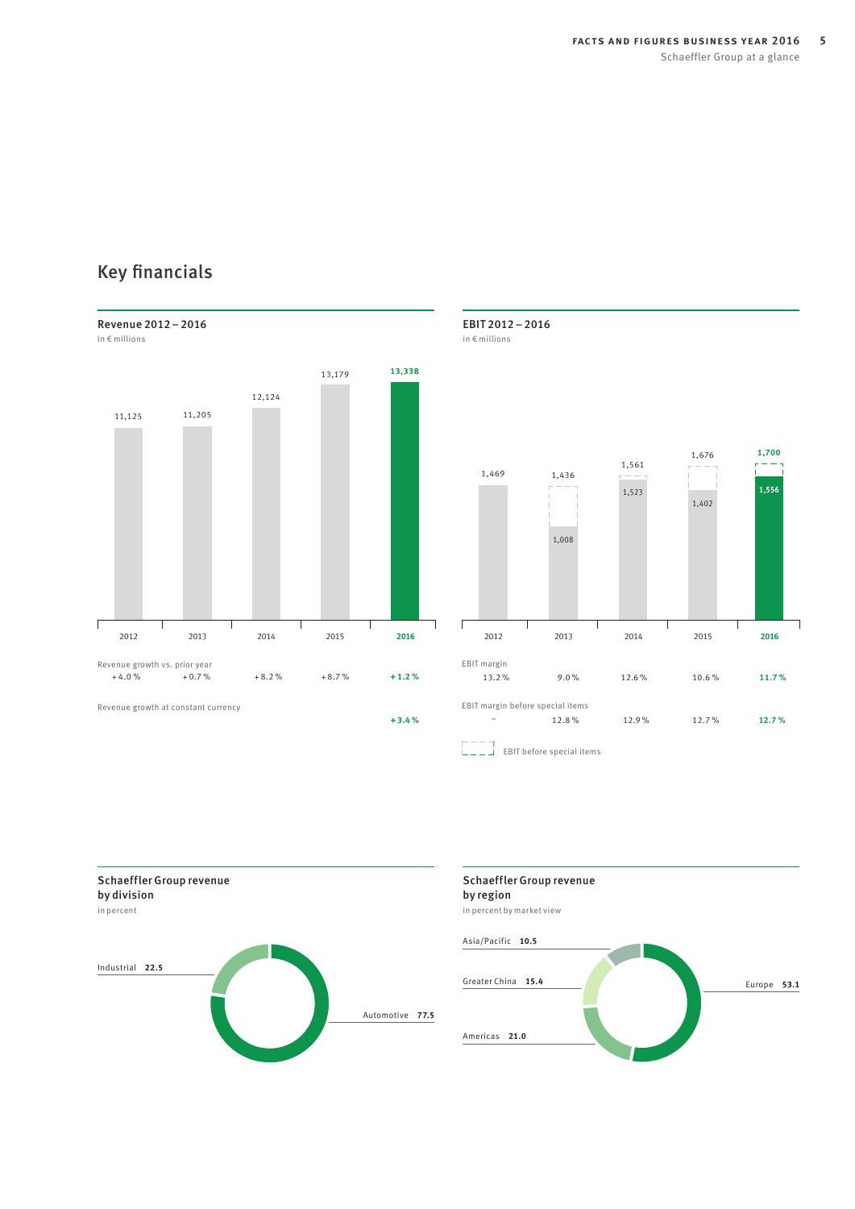# Key financials

## Revenue 2012 – 2016

in € millions

| | 2012 | 2013 | 2014 | 2015 | 2016 |
|---|---|---|---|---|---|
| Revenue | 11,125 | 11,205 | 12,124 | 13,179 | **13,338** |
| Revenue growth vs. prior year | + 4.0 % | + 0.7 % | + 8.2 % | + 8.7 % | **+ 1.2 %** |
| Revenue growth at constant currency | | | | | **+ 3.4 %** |

## EBIT 2012 – 2016

in € millions

| | 2012 | 2013 | 2014 | 2015 | 2016 |
|---|---|---|---|---|---|
| EBIT before special items | 1,469 | 1,436 | 1,561 | 1,676 | **1,700** |
| EBIT | | 1,008 | 1,523 | 1,402 | **1,556** |
| EBIT margin | 13.2 % | 9.0 % | 12.6 % | 10.6 % | **11.7 %** |
| EBIT margin before special items | – | 12.8 % | 12.9 % | 12.7 % | **12.7 %** |

EBIT before special items

## Schaeffler Group revenue by division

in percent

- Industrial **22.5**
- Automotive **77.5**

## Schaeffler Group revenue by region

in percent by market view

- Asia/Pacific **10.5**
- Greater China **15.4**
- Americas **21.0**
- Europe **53.1**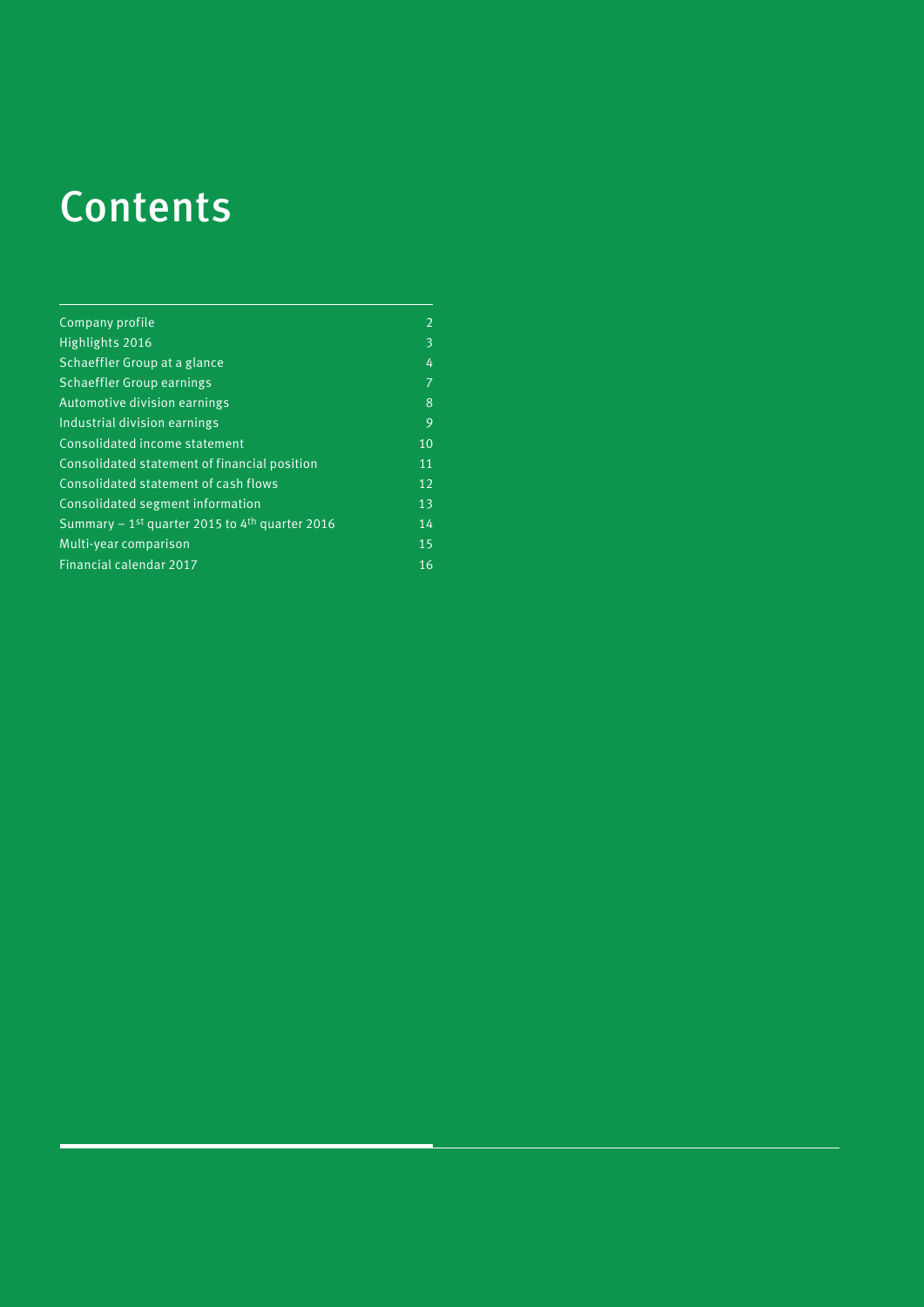# Contents

| | |
|---|---|
| Company profile | 2 |
| Highlights 2016 | 3 |
| Schaeffler Group at a glance | 4 |
| Schaeffler Group earnings | 7 |
| Automotive division earnings | 8 |
| Industrial division earnings | 9 |
| Consolidated income statement | 10 |
| Consolidated statement of financial position | 11 |
| Consolidated statement of cash flows | 12 |
| Consolidated segment information | 13 |
| Summary – 1st quarter 2015 to 4th quarter 2016 | 14 |
| Multi-year comparison | 15 |
| Financial calendar 2017 | 16 |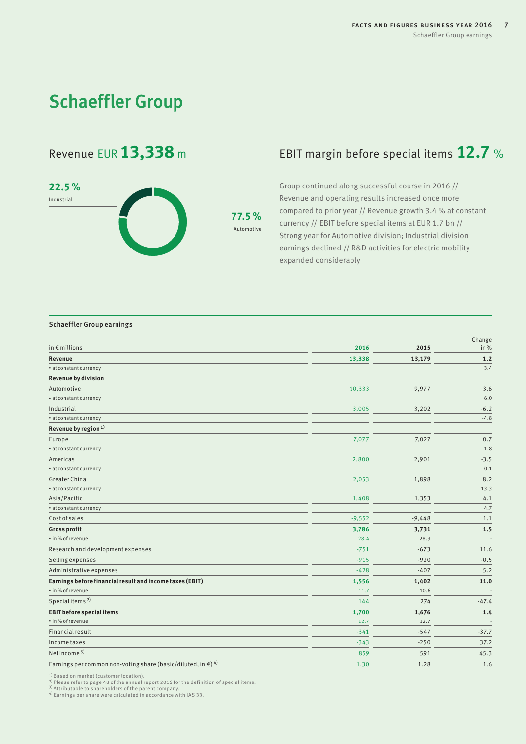# Schaeffler Group

## Revenue EUR **13,338** m

**22.5 %** Industrial

**77.5 %** Automotive

## EBIT margin before special items **12.7** %

Group continued along successful course in 2016 // Revenue and operating results increased once more compared to prior year // Revenue growth 3.4 % at constant currency // EBIT before special items at EUR 1.7 bn // Strong year for Automotive division; Industrial division earnings declined // R&D activities for electric mobility expanded considerably

### Schaeffler Group earnings

| in € millions | 2016 | 2015 | Change in % |
|---|---|---|---|
| **Revenue** | **13,338** | **13,179** | **1.2** |
| • at constant currency | | | 3.4 |
| **Revenue by division** | | | |
| Automotive | 10,333 | 9,977 | 3.6 |
| • at constant currency | | | 6.0 |
| Industrial | 3,005 | 3,202 | -6.2 |
| • at constant currency | | | -4.8 |
| **Revenue by region** [1] | | | |
| Europe | 7,077 | 7,027 | 0.7 |
| • at constant currency | | | 1.8 |
| Americas | 2,800 | 2,901 | -3.5 |
| • at constant currency | | | 0.1 |
| Greater China | 2,053 | 1,898 | 8.2 |
| • at constant currency | | | 13.3 |
| Asia/Pacific | 1,408 | 1,353 | 4.1 |
| • at constant currency | | | 4.7 |
| Cost of sales | -9,552 | -9,448 | 1.1 |
| **Gross profit** | **3,786** | **3,731** | **1.5** |
| • in % of revenue | 28.4 | 28.3 | - |
| Research and development expenses | -751 | -673 | 11.6 |
| Selling expenses | -915 | -920 | -0.5 |
| Administrative expenses | -428 | -407 | 5.2 |
| **Earnings before financial result and income taxes (EBIT)** | **1,556** | **1,402** | **11.0** |
| • in % of revenue | 11.7 | 10.6 | - |
| Special items [2] | 144 | 274 | -47.4 |
| **EBIT before special items** | **1,700** | **1,676** | **1.4** |
| • in % of revenue | 12.7 | 12.7 | - |
| Financial result | -341 | -547 | -37.7 |
| Income taxes | -343 | -250 | 37.2 |
| Net income [3] | 859 | 591 | 45.3 |
| Earnings per common non-voting share (basic/diluted, in €) [4] | 1.30 | 1.28 | 1.6 |

[1] Based on market (customer location).
[2] Please refer to page 48 of the annual report 2016 for the definition of special items.
[3] Attributable to shareholders of the parent company.
[4] Earnings per share were calculated in accordance with IAS 33.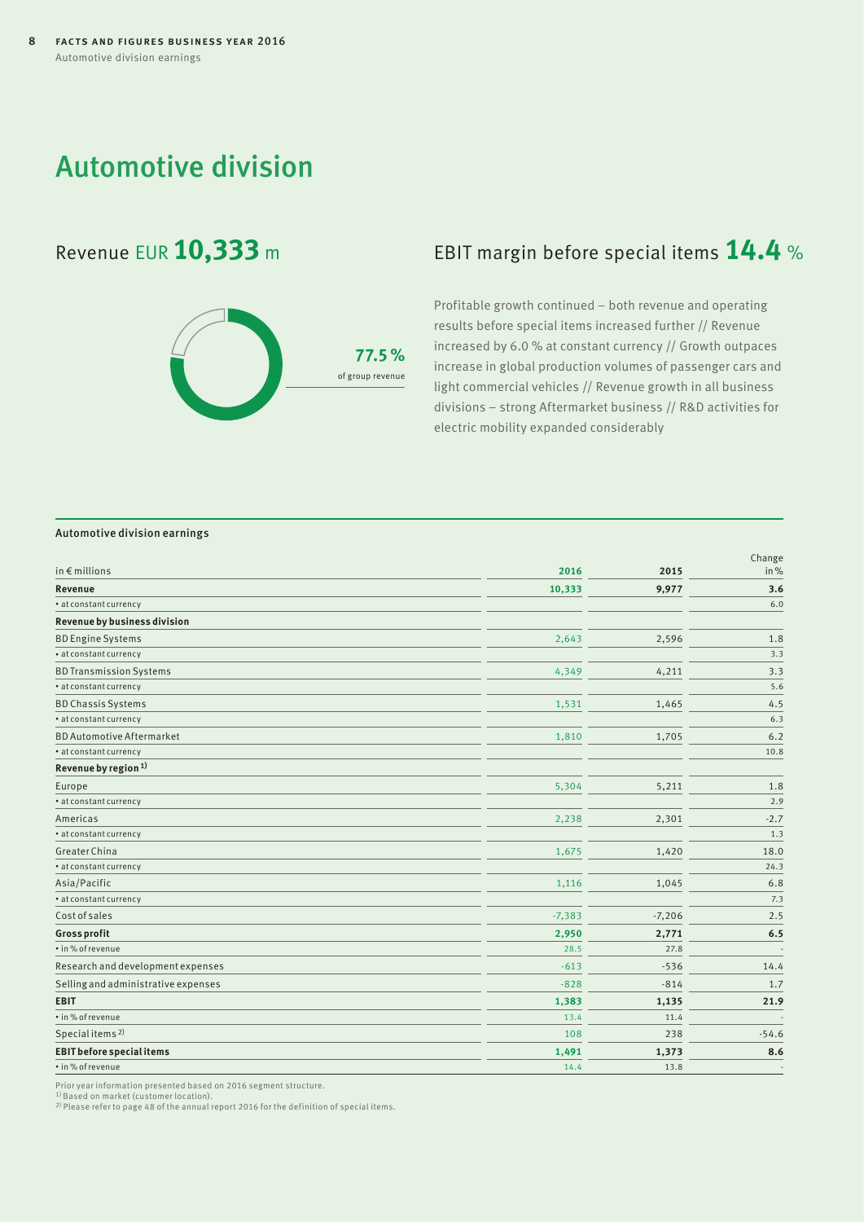# Automotive division

## Revenue EUR **10,333** m

**77.5 %**
of group revenue

## EBIT margin before special items **14.4** %

Profitable growth continued – both revenue and operating results before special items increased further // Revenue increased by 6.0 % at constant currency // Growth outpaces increase in global production volumes of passenger cars and light commercial vehicles // Revenue growth in all business divisions – strong Aftermarket business // R&D activities for electric mobility expanded considerably

### Automotive division earnings

| in € millions | 2016 | 2015 | Change in % |
|---|---|---|---|
| **Revenue** | **10,333** | **9,977** | **3.6** |
| • at constant currency | | | 6.0 |
| **Revenue by business division** | | | |
| BD Engine Systems | 2,643 | 2,596 | 1.8 |
| • at constant currency | | | 3.3 |
| BD Transmission Systems | 4,349 | 4,211 | 3.3 |
| • at constant currency | | | 5.6 |
| BD Chassis Systems | 1,531 | 1,465 | 4.5 |
| • at constant currency | | | 6.3 |
| BD Automotive Aftermarket | 1,810 | 1,705 | 6.2 |
| • at constant currency | | | 10.8 |
| **Revenue by region [1]** | | | |
| Europe | 5,304 | 5,211 | 1.8 |
| • at constant currency | | | 2.9 |
| Americas | 2,238 | 2,301 | -2.7 |
| • at constant currency | | | 1.3 |
| Greater China | 1,675 | 1,420 | 18.0 |
| • at constant currency | | | 24.3 |
| Asia/Pacific | 1,116 | 1,045 | 6.8 |
| • at constant currency | | | 7.3 |
| Cost of sales | -7,383 | -7,206 | 2.5 |
| **Gross profit** | **2,950** | **2,771** | **6.5** |
| • in % of revenue | 28.5 | 27.8 | - |
| Research and development expenses | -613 | -536 | 14.4 |
| Selling and administrative expenses | -828 | -814 | 1.7 |
| **EBIT** | **1,383** | **1,135** | **21.9** |
| • in % of revenue | 13.4 | 11.4 | - |
| Special items [2] | 108 | 238 | -54.6 |
| **EBIT before special items** | **1,491** | **1,373** | **8.6** |
| • in % of revenue | 14.4 | 13.8 | - |

Prior year information presented based on 2016 segment structure.
[1] Based on market (customer location).
[2] Please refer to page 48 of the annual report 2016 for the definition of special items.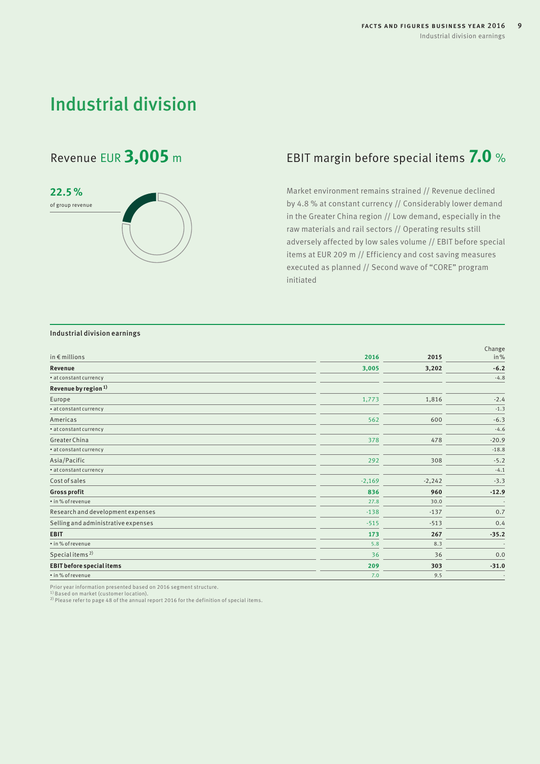# Industrial division

## Revenue EUR **3,005** m

**22.5 %**
of group revenue

## EBIT margin before special items **7.0** %

Market environment remains strained // Revenue declined by 4.8 % at constant currency // Considerably lower demand in the Greater China region // Low demand, especially in the raw materials and rail sectors // Operating results still adversely affected by low sales volume // EBIT before special items at EUR 209 m // Efficiency and cost saving measures executed as planned // Second wave of "CORE" program initiated

**Industrial division earnings**

| in € millions | 2016 | 2015 | Change in % |
|---|---|---|---|
| **Revenue** | **3,005** | **3,202** | **-6.2** |
| • at constant currency | | | -4.8 |
| **Revenue by region [1]** | | | |
| Europe | 1,773 | 1,816 | -2.4 |
| • at constant currency | | | -1.3 |
| Americas | 562 | 600 | -6.3 |
| • at constant currency | | | -4.6 |
| Greater China | 378 | 478 | -20.9 |
| • at constant currency | | | -18.8 |
| Asia/Pacific | 292 | 308 | -5.2 |
| • at constant currency | | | -4.1 |
| Cost of sales | -2,169 | -2,242 | -3.3 |
| **Gross profit** | **836** | **960** | **-12.9** |
| • in % of revenue | 27.8 | 30.0 | - |
| Research and development expenses | -138 | -137 | 0.7 |
| Selling and administrative expenses | -515 | -513 | 0.4 |
| **EBIT** | **173** | **267** | **-35.2** |
| • in % of revenue | 5.8 | 8.3 | - |
| Special items [2] | 36 | 36 | 0.0 |
| **EBIT before special items** | **209** | **303** | **-31.0** |
| • in % of revenue | 7.0 | 9.5 | - |

Prior year information presented based on 2016 segment structure.
[1] Based on market (customer location).
[2] Please refer to page 48 of the annual report 2016 for the definition of special items.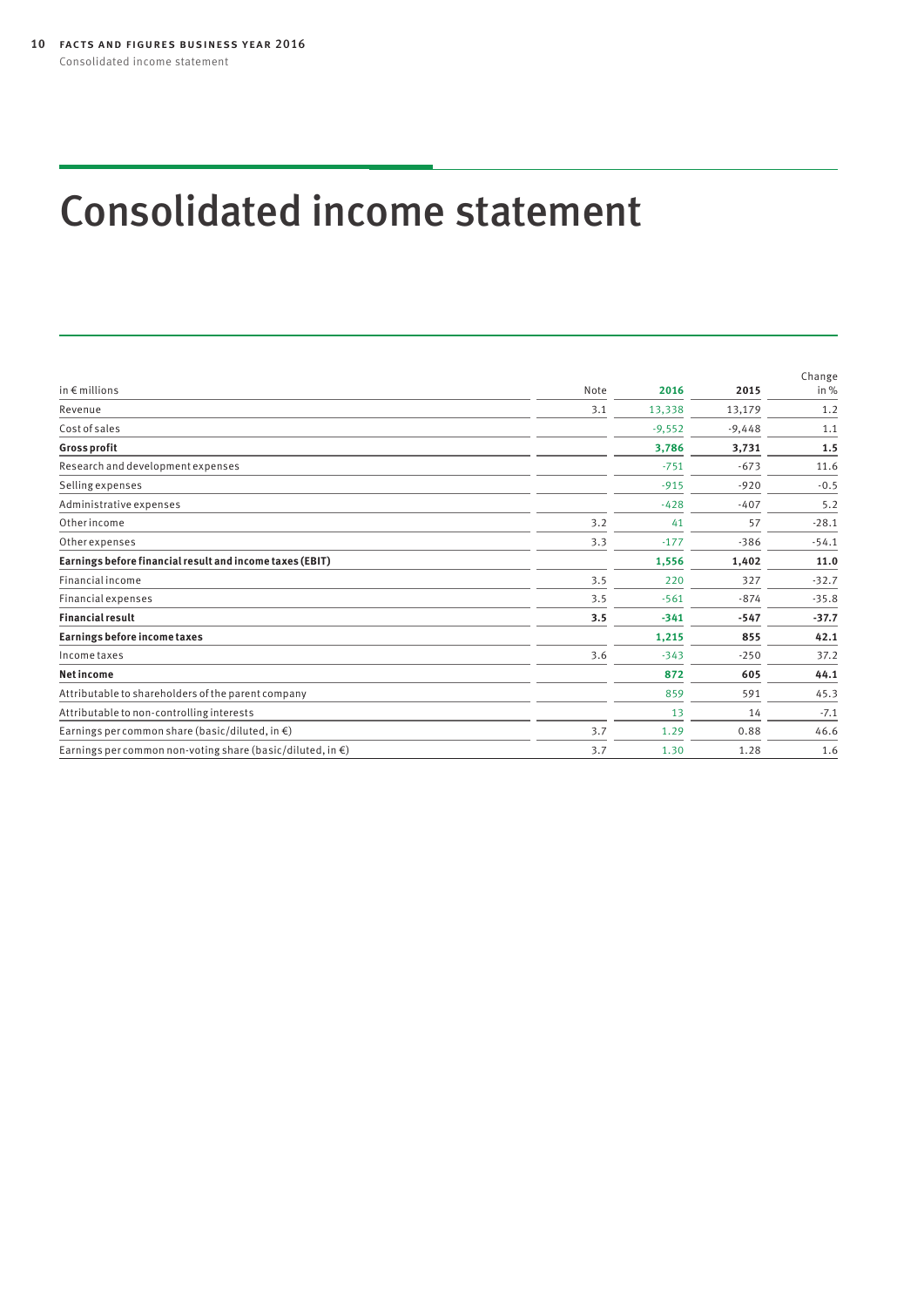# Consolidated income statement

| in € millions | Note | 2016 | 2015 | Change in % |
|---|---|---|---|---|
| Revenue | 3.1 | 13,338 | 13,179 | 1.2 |
| Cost of sales | | -9,552 | -9,448 | 1.1 |
| **Gross profit** | | **3,786** | **3,731** | **1.5** |
| Research and development expenses | | -751 | -673 | 11.6 |
| Selling expenses | | -915 | -920 | -0.5 |
| Administrative expenses | | -428 | -407 | 5.2 |
| Other income | 3.2 | 41 | 57 | -28.1 |
| Other expenses | 3.3 | -177 | -386 | -54.1 |
| **Earnings before financial result and income taxes (EBIT)** | | **1,556** | **1,402** | **11.0** |
| Financial income | 3.5 | 220 | 327 | -32.7 |
| Financial expenses | 3.5 | -561 | -874 | -35.8 |
| **Financial result** | **3.5** | **-341** | **-547** | **-37.7** |
| **Earnings before income taxes** | | **1,215** | **855** | **42.1** |
| Income taxes | 3.6 | -343 | -250 | 37.2 |
| **Net income** | | **872** | **605** | **44.1** |
| Attributable to shareholders of the parent company | | 859 | 591 | 45.3 |
| Attributable to non-controlling interests | | 13 | 14 | -7.1 |
| Earnings per common share (basic/diluted, in €) | 3.7 | 1.29 | 0.88 | 46.6 |
| Earnings per common non-voting share (basic/diluted, in €) | 3.7 | 1.30 | 1.28 | 1.6 |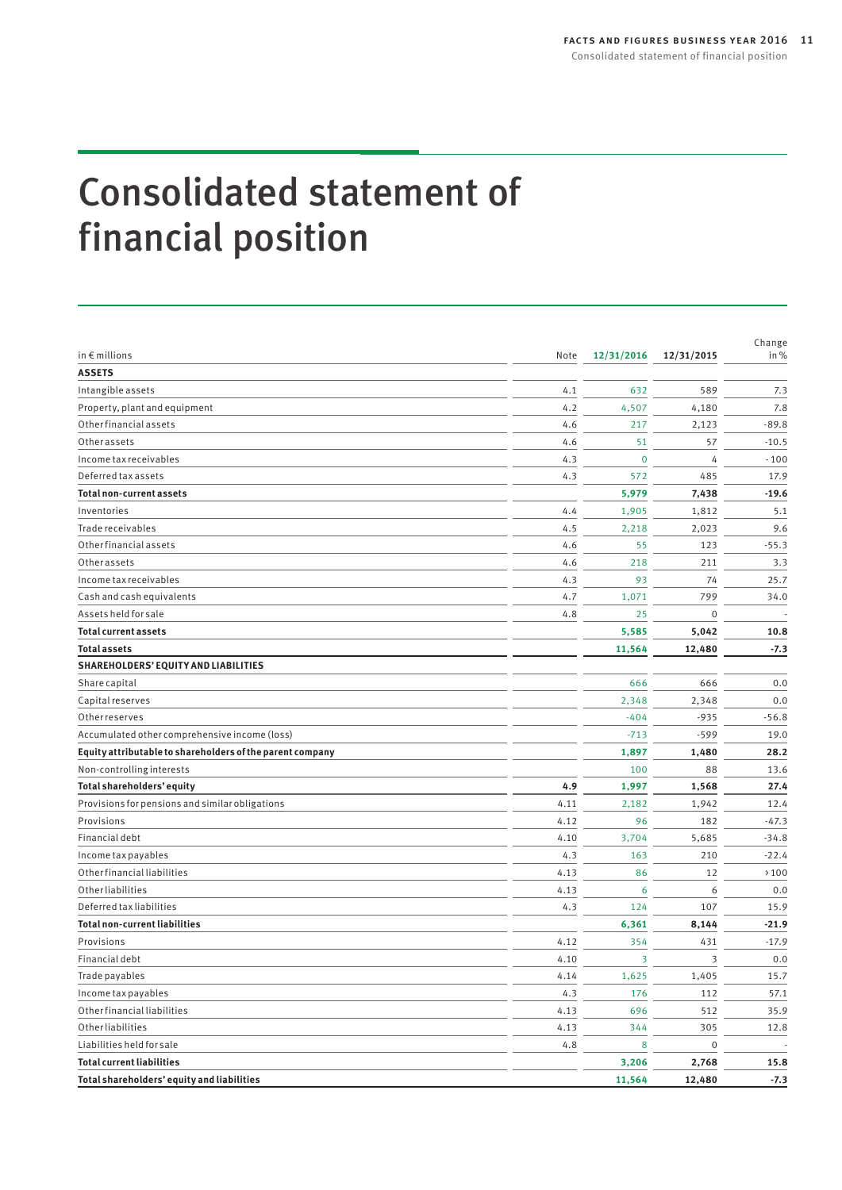# Consolidated statement of financial position

| in € millions | Note | 12/31/2016 | 12/31/2015 | Change in % |
|---|---|---|---|---|
| **ASSETS** | | | | |
| Intangible assets | 4.1 | 632 | 589 | 7.3 |
| Property, plant and equipment | 4.2 | 4,507 | 4,180 | 7.8 |
| Other financial assets | 4.6 | 217 | 2,123 | -89.8 |
| Other assets | 4.6 | 51 | 57 | -10.5 |
| Income tax receivables | 4.3 | 0 | 4 | -100 |
| Deferred tax assets | 4.3 | 572 | 485 | 17.9 |
| **Total non-current assets** | | **5,979** | **7,438** | **-19.6** |
| Inventories | 4.4 | 1,905 | 1,812 | 5.1 |
| Trade receivables | 4.5 | 2,218 | 2,023 | 9.6 |
| Other financial assets | 4.6 | 55 | 123 | -55.3 |
| Other assets | 4.6 | 218 | 211 | 3.3 |
| Income tax receivables | 4.3 | 93 | 74 | 25.7 |
| Cash and cash equivalents | 4.7 | 1,071 | 799 | 34.0 |
| Assets held for sale | 4.8 | 25 | 0 | - |
| **Total current assets** | | **5,585** | **5,042** | **10.8** |
| **Total assets** | | **11,564** | **12,480** | **-7.3** |
| **SHAREHOLDERS' EQUITY AND LIABILITIES** | | | | |
| Share capital | | 666 | 666 | 0.0 |
| Capital reserves | | 2,348 | 2,348 | 0.0 |
| Other reserves | | -404 | -935 | -56.8 |
| Accumulated other comprehensive income (loss) | | -713 | -599 | 19.0 |
| **Equity attributable to shareholders of the parent company** | | **1,897** | **1,480** | **28.2** |
| Non-controlling interests | | 100 | 88 | 13.6 |
| **Total shareholders' equity** | **4.9** | **1,997** | **1,568** | **27.4** |
| Provisions for pensions and similar obligations | 4.11 | 2,182 | 1,942 | 12.4 |
| Provisions | 4.12 | 96 | 182 | -47.3 |
| Financial debt | 4.10 | 3,704 | 5,685 | -34.8 |
| Income tax payables | 4.3 | 163 | 210 | -22.4 |
| Other financial liabilities | 4.13 | 86 | 12 | >100 |
| Other liabilities | 4.13 | 6 | 6 | 0.0 |
| Deferred tax liabilities | 4.3 | 124 | 107 | 15.9 |
| **Total non-current liabilities** | | **6,361** | **8,144** | **-21.9** |
| Provisions | 4.12 | 354 | 431 | -17.9 |
| Financial debt | 4.10 | 3 | 3 | 0.0 |
| Trade payables | 4.14 | 1,625 | 1,405 | 15.7 |
| Income tax payables | 4.3 | 176 | 112 | 57.1 |
| Other financial liabilities | 4.13 | 696 | 512 | 35.9 |
| Other liabilities | 4.13 | 344 | 305 | 12.8 |
| Liabilities held for sale | 4.8 | 8 | 0 | - |
| **Total current liabilities** | | **3,206** | **2,768** | **15.8** |
| **Total shareholders' equity and liabilities** | | **11,564** | **12,480** | **-7.3** |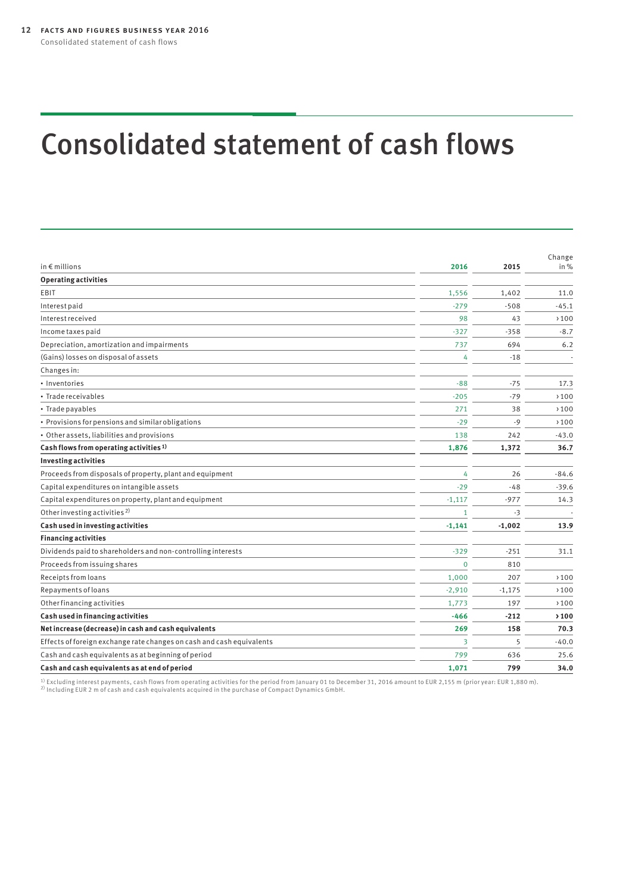# Consolidated statement of cash flows

| in € millions | 2016 | 2015 | Change in % |
|---|---|---|---|
| **Operating activities** | | | |
| EBIT | 1,556 | 1,402 | 11.0 |
| Interest paid | -279 | -508 | -45.1 |
| Interest received | 98 | 43 | >100 |
| Income taxes paid | -327 | -358 | -8.7 |
| Depreciation, amortization and impairments | 737 | 694 | 6.2 |
| (Gains) losses on disposal of assets | 4 | -18 | - |
| Changes in: | | | |
| • Inventories | -88 | -75 | 17.3 |
| • Trade receivables | -205 | -79 | >100 |
| • Trade payables | 271 | 38 | >100 |
| • Provisions for pensions and similar obligations | -29 | -9 | >100 |
| • Other assets, liabilities and provisions | 138 | 242 | -43.0 |
| **Cash flows from operating activities [1]** | **1,876** | **1,372** | **36.7** |
| **Investing activities** | | | |
| Proceeds from disposals of property, plant and equipment | 4 | 26 | -84.6 |
| Capital expenditures on intangible assets | -29 | -48 | -39.6 |
| Capital expenditures on property, plant and equipment | -1,117 | -977 | 14.3 |
| Other investing activities [2] | 1 | -3 | - |
| **Cash used in investing activities** | **-1,141** | **-1,002** | **13.9** |
| **Financing activities** | | | |
| Dividends paid to shareholders and non-controlling interests | -329 | -251 | 31.1 |
| Proceeds from issuing shares | 0 | 810 | |
| Receipts from loans | 1,000 | 207 | >100 |
| Repayments of loans | -2,910 | -1,175 | >100 |
| Other financing activities | 1,773 | 197 | >100 |
| **Cash used in financing activities** | **-466** | **-212** | **>100** |
| **Net increase (decrease) in cash and cash equivalents** | **269** | **158** | **70.3** |
| Effects of foreign exchange rate changes on cash and cash equivalents | 3 | 5 | -40.0 |
| Cash and cash equivalents as at beginning of period | 799 | 636 | 25.6 |
| **Cash and cash equivalents as at end of period** | **1,071** | **799** | **34.0** |

[1] Excluding interest payments, cash flows from operating activities for the period from January 01 to December 31, 2016 amount to EUR 2,155 m (prior year: EUR 1,880 m).
[2] Including EUR 2 m of cash and cash equivalents acquired in the purchase of Compact Dynamics GmbH.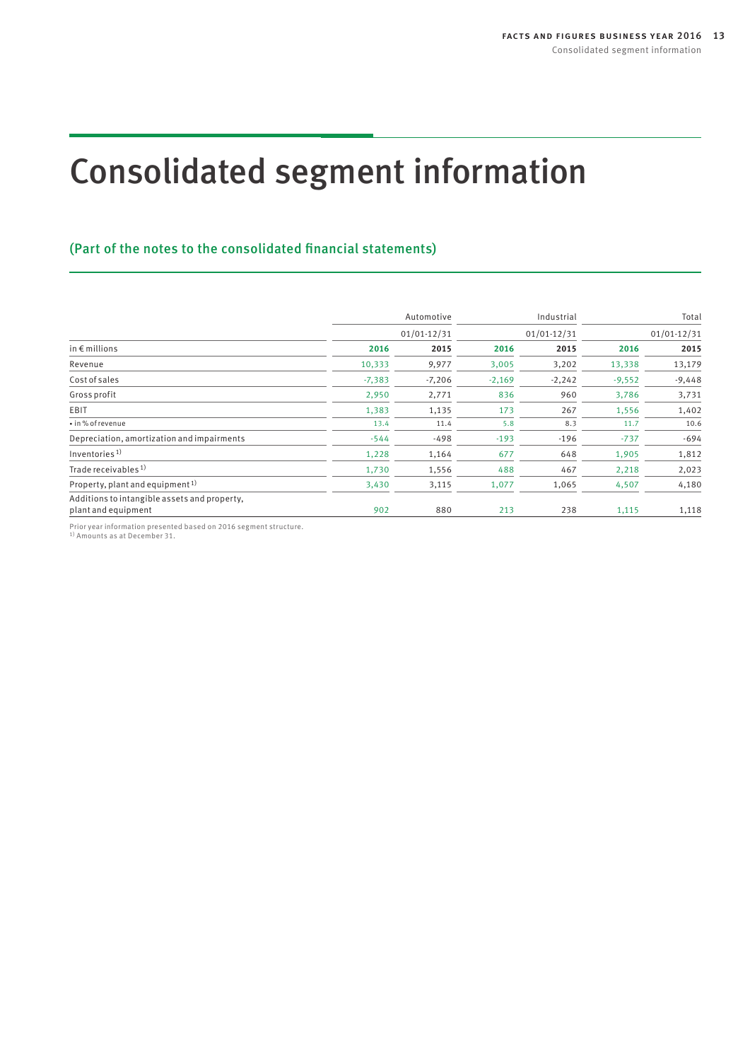# Consolidated segment information

## (Part of the notes to the consolidated financial statements)

| | Automotive | | Industrial | | Total | |
|---|---|---|---|---|---|---|
| | 01/01-12/31 | | 01/01-12/31 | | 01/01-12/31 | |
| in € millions | **2016** | **2015** | **2016** | **2015** | **2016** | **2015** |
| Revenue | 10,333 | 9,977 | 3,005 | 3,202 | 13,338 | 13,179 |
| Cost of sales | -7,383 | -7,206 | -2,169 | -2,242 | -9,552 | -9,448 |
| Gross profit | 2,950 | 2,771 | 836 | 960 | 3,786 | 3,731 |
| EBIT | 1,383 | 1,135 | 173 | 267 | 1,556 | 1,402 |
| • in % of revenue | 13.4 | 11.4 | 5.8 | 8.3 | 11.7 | 10.6 |
| Depreciation, amortization and impairments | -544 | -498 | -193 | -196 | -737 | -694 |
| Inventories [1] | 1,228 | 1,164 | 677 | 648 | 1,905 | 1,812 |
| Trade receivables [1] | 1,730 | 1,556 | 488 | 467 | 2,218 | 2,023 |
| Property, plant and equipment [1] | 3,430 | 3,115 | 1,077 | 1,065 | 4,507 | 4,180 |
| Additions to intangible assets and property, plant and equipment | 902 | 880 | 213 | 238 | 1,115 | 1,118 |

Prior year information presented based on 2016 segment structure.
[1] Amounts as at December 31.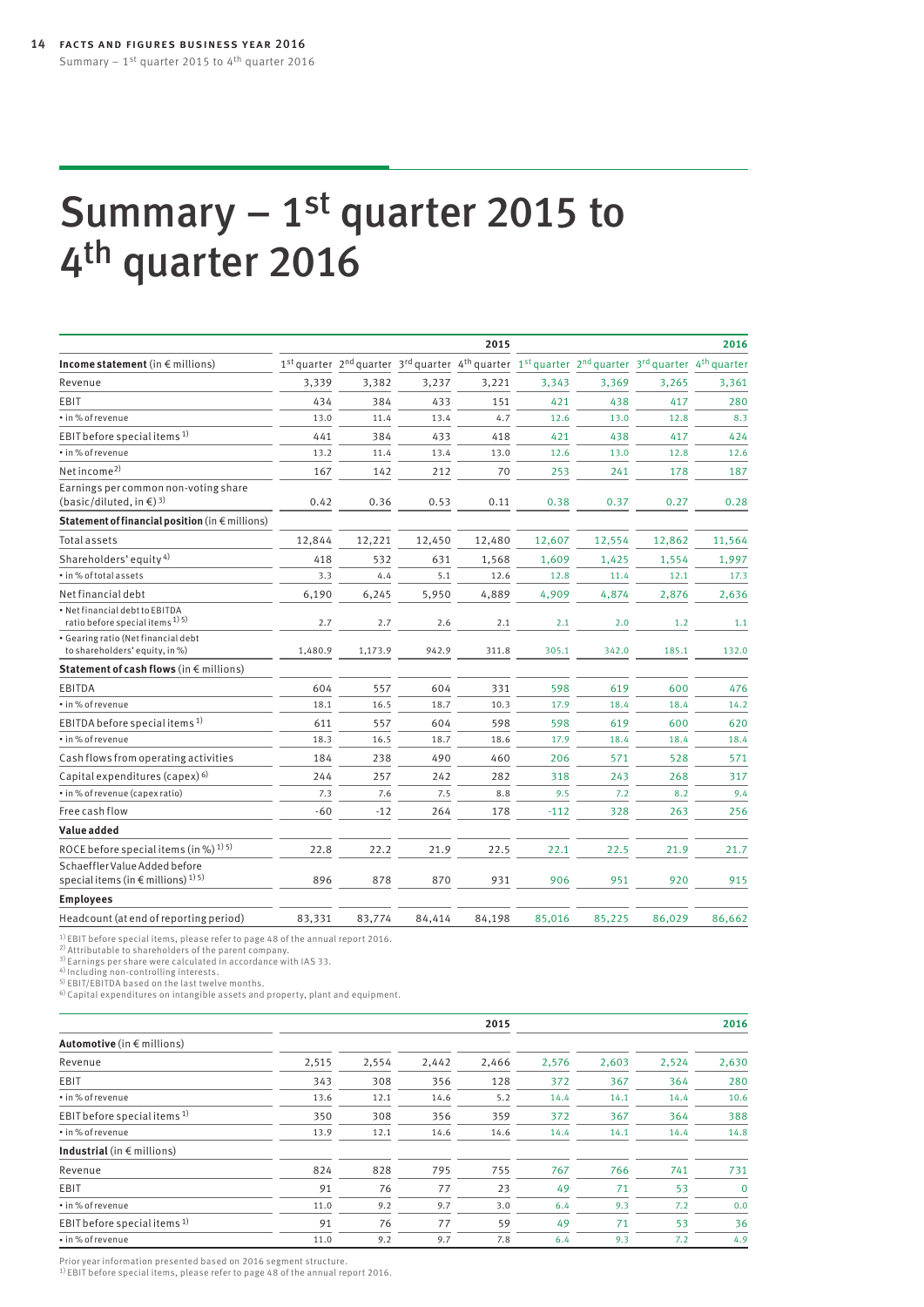# Summary – 1st quarter 2015 to 4th quarter 2016

| | | | | 2015 | | | | 2016 |
|---|---|---|---|---|---|---|---|---|
| **Income statement** (in € millions) | 1st quarter | 2nd quarter | 3rd quarter | 4th quarter | 1st quarter | 2nd quarter | 3rd quarter | 4th quarter |
| Revenue | 3,339 | 3,382 | 3,237 | 3,221 | 3,343 | 3,369 | 3,265 | 3,361 |
| EBIT | 434 | 384 | 433 | 151 | 421 | 438 | 417 | 280 |
| • in % of revenue | 13.0 | 11.4 | 13.4 | 4.7 | 12.6 | 13.0 | 12.8 | 8.3 |
| EBIT before special items [1] | 441 | 384 | 433 | 418 | 421 | 438 | 417 | 424 |
| • in % of revenue | 13.2 | 11.4 | 13.4 | 13.0 | 12.6 | 13.0 | 12.8 | 12.6 |
| Net income [2] | 167 | 142 | 212 | 70 | 253 | 241 | 178 | 187 |
| Earnings per common non-voting share (basic/diluted, in €) [3] | 0.42 | 0.36 | 0.53 | 0.11 | 0.38 | 0.37 | 0.27 | 0.28 |
| **Statement of financial position** (in € millions) | | | | | | | | |
| Total assets | 12,844 | 12,221 | 12,450 | 12,480 | 12,607 | 12,554 | 12,862 | 11,564 |
| Shareholders' equity [4] | 418 | 532 | 631 | 1,568 | 1,609 | 1,425 | 1,554 | 1,997 |
| • in % of total assets | 3.3 | 4.4 | 5.1 | 12.6 | 12.8 | 11.4 | 12.1 | 17.3 |
| Net financial debt | 6,190 | 6,245 | 5,950 | 4,889 | 4,909 | 4,874 | 2,876 | 2,636 |
| • Net financial debt to EBITDA ratio before special items [1] [5] | 2.7 | 2.7 | 2.6 | 2.1 | 2.1 | 2.0 | 1.2 | 1.1 |
| • Gearing ratio (Net financial debt to shareholders' equity, in %) | 1,480.9 | 1,173.9 | 942.9 | 311.8 | 305.1 | 342.0 | 185.1 | 132.0 |
| **Statement of cash flows** (in € millions) | | | | | | | | |
| EBITDA | 604 | 557 | 604 | 331 | 598 | 619 | 600 | 476 |
| • in % of revenue | 18.1 | 16.5 | 18.7 | 10.3 | 17.9 | 18.4 | 18.4 | 14.2 |
| EBITDA before special items [1] | 611 | 557 | 604 | 598 | 598 | 619 | 600 | 620 |
| • in % of revenue | 18.3 | 16.5 | 18.7 | 18.6 | 17.9 | 18.4 | 18.4 | 18.4 |
| Cash flows from operating activities | 184 | 238 | 490 | 460 | 206 | 571 | 528 | 571 |
| Capital expenditures (capex) [6] | 244 | 257 | 242 | 282 | 318 | 243 | 268 | 317 |
| • in % of revenue (capex ratio) | 7.3 | 7.6 | 7.5 | 8.8 | 9.5 | 7.2 | 8.2 | 9.4 |
| Free cash flow | -60 | -12 | 264 | 178 | -112 | 328 | 263 | 256 |
| **Value added** | | | | | | | | |
| ROCE before special items (in %) [1] [5] | 22.8 | 22.2 | 21.9 | 22.5 | 22.1 | 22.5 | 21.9 | 21.7 |
| Schaeffler Value Added before special items (in € millions) [1] [5] | 896 | 878 | 870 | 931 | 906 | 951 | 920 | 915 |
| **Employees** | | | | | | | | |
| Headcount (at end of reporting period) | 83,331 | 83,774 | 84,414 | 84,198 | 85,016 | 85,225 | 86,029 | 86,662 |

[1] EBIT before special items, please refer to page 48 of the annual report 2016.
[2] Attributable to shareholders of the parent company.
[3] Earnings per share were calculated in accordance with IAS 33.
[4] Including non-controlling interests.
[5] EBIT/EBITDA based on the last twelve months.
[6] Capital expenditures on intangible assets and property, plant and equipment.

| | | | | 2015 | | | | 2016 |
|---|---|---|---|---|---|---|---|---|
| **Automotive** (in € millions) | | | | | | | | |
| Revenue | 2,515 | 2,554 | 2,442 | 2,466 | 2,576 | 2,603 | 2,524 | 2,630 |
| EBIT | 343 | 308 | 356 | 128 | 372 | 367 | 364 | 280 |
| • in % of revenue | 13.6 | 12.1 | 14.6 | 5.2 | 14.4 | 14.1 | 14.4 | 10.6 |
| EBIT before special items [1] | 350 | 308 | 356 | 359 | 372 | 367 | 364 | 388 |
| • in % of revenue | 13.9 | 12.1 | 14.6 | 14.6 | 14.4 | 14.1 | 14.4 | 14.8 |
| **Industrial** (in € millions) | | | | | | | | |
| Revenue | 824 | 828 | 795 | 755 | 767 | 766 | 741 | 731 |
| EBIT | 91 | 76 | 77 | 23 | 49 | 71 | 53 | 0 |
| • in % of revenue | 11.0 | 9.2 | 9.7 | 3.0 | 6.4 | 9.3 | 7.2 | 0.0 |
| EBIT before special items [1] | 91 | 76 | 77 | 59 | 49 | 71 | 53 | 36 |
| • in % of revenue | 11.0 | 9.2 | 9.7 | 7.8 | 6.4 | 9.3 | 7.2 | 4.9 |

Prior year information presented based on 2016 segment structure.
[1] EBIT before special items, please refer to page 48 of the annual report 2016.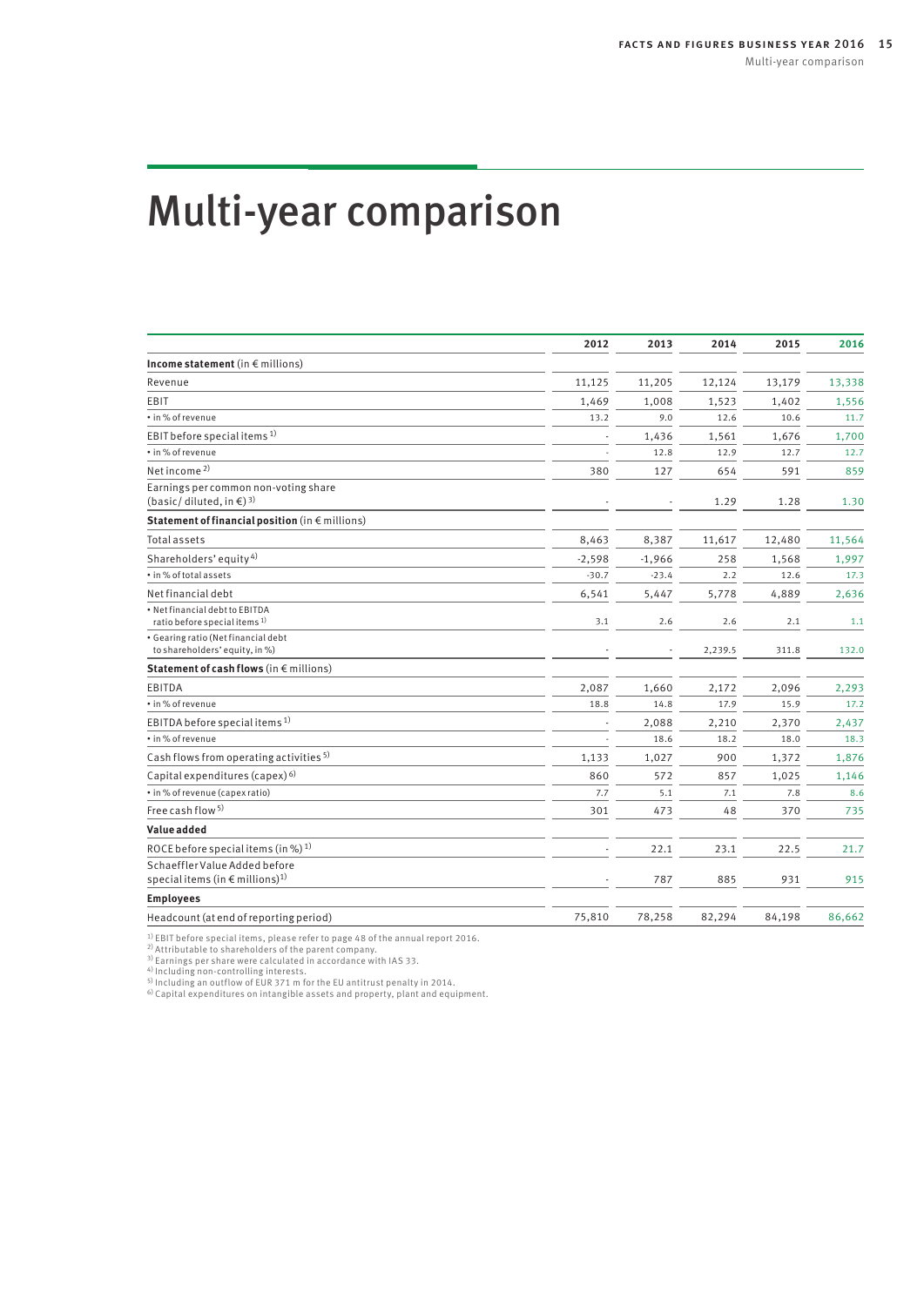# Multi-year comparison

| | 2012 | 2013 | 2014 | 2015 | 2016 |
|---|---|---|---|---|---|
| **Income statement** (in € millions) | | | | | |
| Revenue | 11,125 | 11,205 | 12,124 | 13,179 | 13,338 |
| EBIT | 1,469 | 1,008 | 1,523 | 1,402 | 1,556 |
| • in % of revenue | 13.2 | 9.0 | 12.6 | 10.6 | 11.7 |
| EBIT before special items [1] | - | 1,436 | 1,561 | 1,676 | 1,700 |
| • in % of revenue | - | 12.8 | 12.9 | 12.7 | 12.7 |
| Net income [2] | 380 | 127 | 654 | 591 | 859 |
| Earnings per common non-voting share (basic/ diluted, in €) [3] | - | - | 1.29 | 1.28 | 1.30 |
| **Statement of financial position** (in € millions) | | | | | |
| Total assets | 8,463 | 8,387 | 11,617 | 12,480 | 11,564 |
| Shareholders' equity [4] | -2,598 | -1,966 | 258 | 1,568 | 1,997 |
| • in % of total assets | -30.7 | -23.4 | 2.2 | 12.6 | 17.3 |
| Net financial debt | 6,541 | 5,447 | 5,778 | 4,889 | 2,636 |
| • Net financial debt to EBITDA ratio before special items [1] | 3.1 | 2.6 | 2.6 | 2.1 | 1.1 |
| • Gearing ratio (Net financial debt to shareholders' equity, in %) | - | - | 2,239.5 | 311.8 | 132.0 |
| **Statement of cash flows** (in € millions) | | | | | |
| EBITDA | 2,087 | 1,660 | 2,172 | 2,096 | 2,293 |
| • in % of revenue | 18.8 | 14.8 | 17.9 | 15.9 | 17.2 |
| EBITDA before special items [1] | - | 2,088 | 2,210 | 2,370 | 2,437 |
| • in % of revenue | - | 18.6 | 18.2 | 18.0 | 18.3 |
| Cash flows from operating activities [5] | 1,133 | 1,027 | 900 | 1,372 | 1,876 |
| Capital expenditures (capex) [6] | 860 | 572 | 857 | 1,025 | 1,146 |
| • in % of revenue (capex ratio) | 7.7 | 5.1 | 7.1 | 7.8 | 8.6 |
| Free cash flow [5] | 301 | 473 | 48 | 370 | 735 |
| **Value added** | | | | | |
| ROCE before special items (in %) [1] | - | 22.1 | 23.1 | 22.5 | 21.7 |
| Schaeffler Value Added before special items (in € millions) [1] | - | 787 | 885 | 931 | 915 |
| **Employees** | | | | | |
| Headcount (at end of reporting period) | 75,810 | 78,258 | 82,294 | 84,198 | 86,662 |

[1] EBIT before special items, please refer to page 48 of the annual report 2016.
[2] Attributable to shareholders of the parent company.
[3] Earnings per share were calculated in accordance with IAS 33.
[4] Including non-controlling interests.
[5] Including an outflow of EUR 371 m for the EU antitrust penalty in 2014.
[6] Capital expenditures on intangible assets and property, plant and equipment.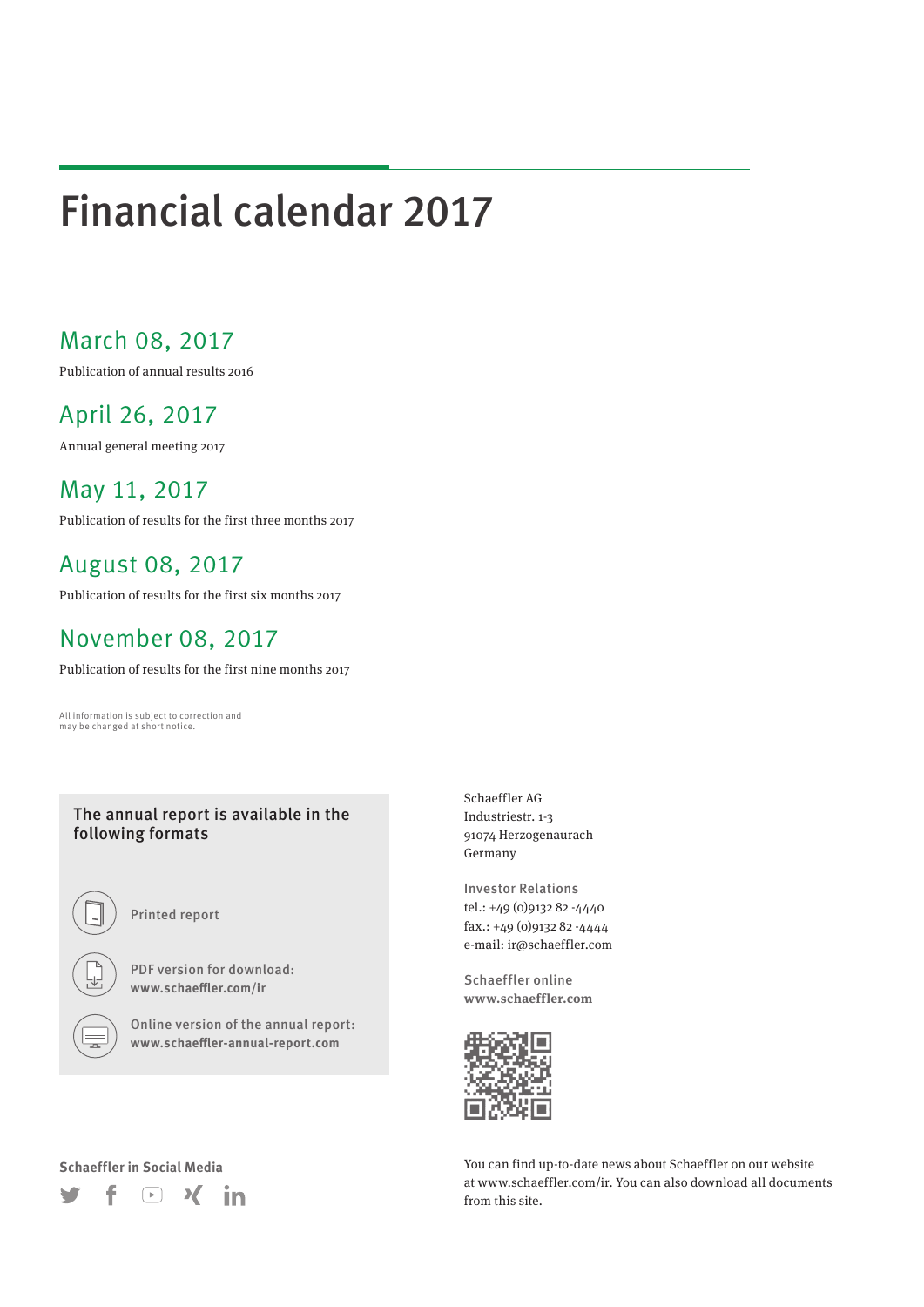# Financial calendar 2017

## March 08, 2017

Publication of annual results 2016

## April 26, 2017

Annual general meeting 2017

## May 11, 2017

Publication of results for the first three months 2017

## August 08, 2017

Publication of results for the first six months 2017

## November 08, 2017

Publication of results for the first nine months 2017

All information is subject to correction and may be changed at short notice.

### The annual report is available in the following formats

Printed report

PDF version for download:
**www.schaeffler.com/ir**

Online version of the annual report:
**www.schaeffler-annual-report.com**

Schaeffler AG
Industriestr. 1-3
91074 Herzogenaurach
Germany

Investor Relations
tel.: +49 (0)9132 82 -4440
fax.: +49 (0)9132 82 -4444
e-mail: ir@schaeffler.com

Schaeffler online
**www.schaeffler.com**

**Schaeffler in Social Media**

You can find up-to-date news about Schaeffler on our website at www.schaeffler.com/ir. You can also download all documents from this site.